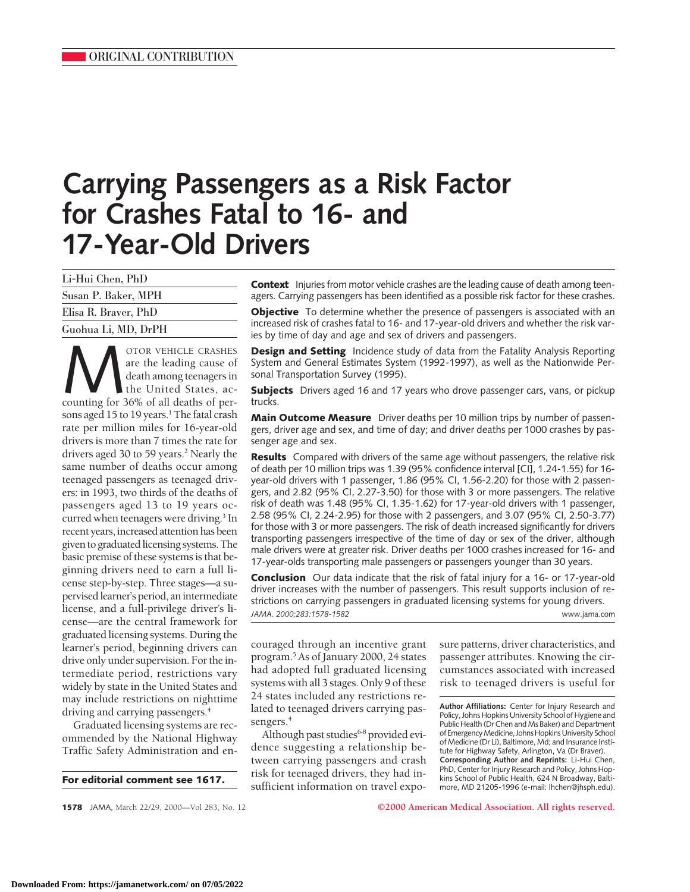ORIGINAL CONTRIBUTION

# Carrying Passengers as a Risk Factor for Crashes Fatal to 16- and 17-Year-Old Drivers

Li-Hui Chen, PhD

Susan P. Baker, MPH

Elisa R. Braver, PhD

Guohua Li, MD, DrPH

**Context** Injuries from motor vehicle crashes are the leading cause of death among teenagers. Carrying passengers has been identified as a possible risk factor for these crashes.

**Objective** To determine whether the presence of passengers is associated with an increased risk of crashes fatal to 16- and 17-year-old drivers and whether the risk varies by time of day and age and sex of drivers and passengers.

**Design and Setting** Incidence study of data from the Fatality Analysis Reporting System and General Estimates System (1992-1997), as well as the Nationwide Personal Transportation Survey (1995).

**Subjects** Drivers aged 16 and 17 years who drove passenger cars, vans, or pickup trucks.

**Main Outcome Measure** Driver deaths per 10 million trips by number of passengers, driver age and sex, and time of day; and driver deaths per 1000 crashes by passenger age and sex.

**Results** Compared with drivers of the same age without passengers, the relative risk of death per 10 million trips was 1.39 (95% confidence interval [CI], 1.24-1.55) for 16-year-old drivers with 1 passenger, 1.86 (95% CI, 1.56-2.20) for those with 2 passengers, and 2.82 (95% CI, 2.27-3.50) for those with 3 or more passengers. The relative risk of death was 1.48 (95% CI, 1.35-1.62) for 17-year-old drivers with 1 passenger, 2.58 (95% CI, 2.24-2.95) for those with 2 passengers, and 3.07 (95% CI, 2.50-3.77) for those with 3 or more passengers. The risk of death increased significantly for drivers transporting passengers irrespective of the time of day or sex of the driver, although male drivers were at greater risk. Driver deaths per 1000 crashes increased for 16- and 17-year-olds transporting male passengers or passengers younger than 30 years.

**Conclusion** Our data indicate that the risk of fatal injury for a 16- or 17-year-old driver increases with the number of passengers. This result supports inclusion of restrictions on carrying passengers in graduated licensing systems for young drivers.

*JAMA. 2000;283:1578-1582* www.jama.com

Motor vehicle crashes are the leading cause of death among teenagers in the United States, accounting for 36% of all deaths of persons aged 15 to 19 years.[1] The fatal crash rate per million miles for 16-year-old drivers is more than 7 times the rate for drivers aged 30 to 59 years.[2] Nearly the same number of deaths occur among teenaged passengers as teenaged drivers: in 1993, two thirds of the deaths of passengers aged 13 to 19 years occurred when teenagers were driving.[3] In recent years, increased attention has been given to graduated licensing systems. The basic premise of these systems is that beginning drivers need to earn a full license step-by-step. Three stages—a supervised learner's period, an intermediate license, and a full-privilege driver's license—are the central framework for graduated licensing systems. During the learner's period, beginning drivers can drive only under supervision. For the intermediate period, restrictions vary widely by state in the United States and may include restrictions on nighttime driving and carrying passengers.[4]

Graduated licensing systems are recommended by the National Highway Traffic Safety Administration and encouraged through an incentive grant program.[5] As of January 2000, 24 states had adopted full graduated licensing systems with all 3 stages. Only 9 of these 24 states included any restrictions related to teenaged drivers carrying passengers.[4]

Although past studies[6-8] provided evidence suggesting a relationship between carrying passengers and crash risk for teenaged drivers, they had insufficient information on travel exposure patterns, driver characteristics, and passenger attributes. Knowing the circumstances associated with increased risk to teenaged drivers is useful for

**For editorial comment see 1617.**

**Author Affiliations:** Center for Injury Research and Policy, Johns Hopkins University School of Hygiene and Public Health (Dr Chen and Ms Baker) and Department of Emergency Medicine, Johns Hopkins University School of Medicine (Dr Li), Baltimore, Md; and Insurance Institute for Highway Safety, Arlington, Va (Dr Braver).

**Corresponding Author and Reprints:** Li-Hui Chen, PhD, Center for Injury Research and Policy, Johns Hopkins School of Public Health, 624 N Broadway, Baltimore, MD 21205-1996 (e-mail: lhchen@jhsph.edu).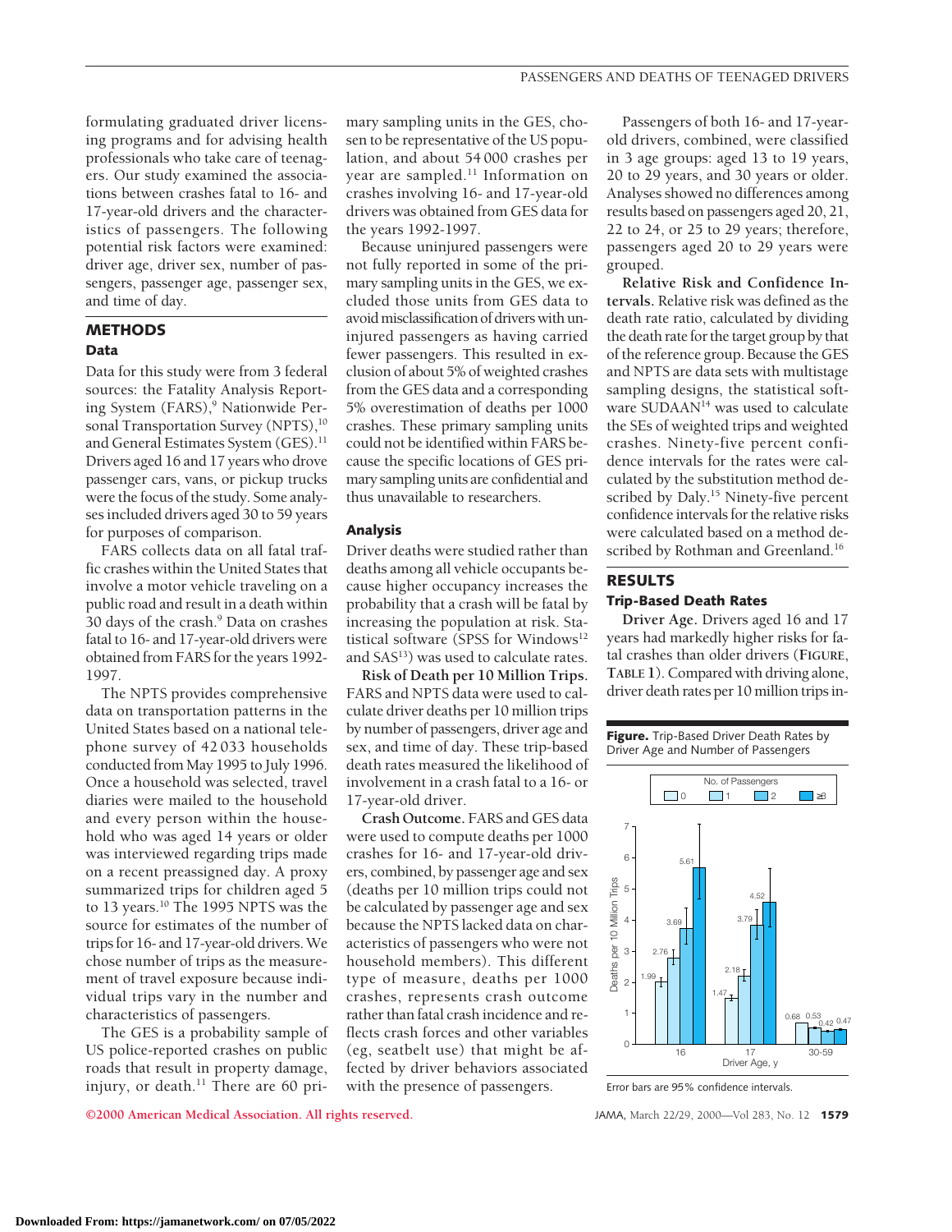formulating graduated driver licensing programs and for advising health professionals who take care of teenagers. Our study examined the associations between crashes fatal to 16- and 17-year-old drivers and the characteristics of passengers. The following potential risk factors were examined: driver age, driver sex, number of passengers, passenger age, passenger sex, and time of day.

## METHODS

### Data

Data for this study were from 3 federal sources: the Fatality Analysis Reporting System (FARS),[9] Nationwide Personal Transportation Survey (NPTS),[10] and General Estimates System (GES).[11] Drivers aged 16 and 17 years who drove passenger cars, vans, or pickup trucks were the focus of the study. Some analyses included drivers aged 30 to 59 years for purposes of comparison.

FARS collects data on all fatal traffic crashes within the United States that involve a motor vehicle traveling on a public road and result in a death within 30 days of the crash.[9] Data on crashes fatal to 16- and 17-year-old drivers were obtained from FARS for the years 1992-1997.

The NPTS provides comprehensive data on transportation patterns in the United States based on a national telephone survey of 42 033 households conducted from May 1995 to July 1996. Once a household was selected, travel diaries were mailed to the household and every person within the household who was aged 14 years or older was interviewed regarding trips made on a recent preassigned day. A proxy summarized trips for children aged 5 to 13 years.[10] The 1995 NPTS was the source for estimates of the number of trips for 16- and 17-year-old drivers. We chose number of trips as the measurement of travel exposure because individual trips vary in the number and characteristics of passengers.

The GES is a probability sample of US police-reported crashes on public roads that result in property damage, injury, or death.[11] There are 60 primary sampling units in the GES, chosen to be representative of the US population, and about 54 000 crashes per year are sampled.[11] Information on crashes involving 16- and 17-year-old drivers was obtained from GES data for the years 1992-1997.

Because uninjured passengers were not fully reported in some of the primary sampling units in the GES, we excluded those units from GES data to avoid misclassification of drivers with uninjured passengers as having carried fewer passengers. This resulted in exclusion of about 5% of weighted crashes from the GES data and a corresponding 5% overestimation of deaths per 1000 crashes. These primary sampling units could not be identified within FARS because the specific locations of GES primary sampling units are confidential and thus unavailable to researchers.

### Analysis

Driver deaths were studied rather than deaths among all vehicle occupants because higher occupancy increases the probability that a crash will be fatal by increasing the population at risk. Statistical software (SPSS for Windows[12] and SAS[13]) was used to calculate rates.

**Risk of Death per 10 Million Trips.** FARS and NPTS data were used to calculate driver deaths per 10 million trips by number of passengers, driver age and sex, and time of day. These trip-based death rates measured the likelihood of involvement in a crash fatal to a 16- or 17-year-old driver.

**Crash Outcome.** FARS and GES data were used to compute deaths per 1000 crashes for 16- and 17-year-old drivers, combined, by passenger age and sex (deaths per 10 million trips could not be calculated by passenger age and sex because the NPTS lacked data on characteristics of passengers who were not household members). This different type of measure, deaths per 1000 crashes, represents crash outcome rather than fatal crash incidence and reflects crash forces and other variables (eg, seatbelt use) that might be affected by driver behaviors associated with the presence of passengers.

Passengers of both 16- and 17-year-old drivers, combined, were classified in 3 age groups: aged 13 to 19 years, 20 to 29 years, and 30 years or older. Analyses showed no differences among results based on passengers aged 20, 21, 22 to 24, or 25 to 29 years; therefore, passengers aged 20 to 29 years were grouped.

**Relative Risk and Confidence Intervals.** Relative risk was defined as the death rate ratio, calculated by dividing the death rate for the target group by that of the reference group. Because the GES and NPTS are data sets with multistage sampling designs, the statistical software SUDAAN[14] was used to calculate the SEs of weighted trips and weighted crashes. Ninety-five percent confidence intervals for the rates were calculated by the substitution method described by Daly.[15] Ninety-five percent confidence intervals for the relative risks were calculated based on a method described by Rothman and Greenland.[16]

## RESULTS

### Trip-Based Death Rates

**Driver Age.** Drivers aged 16 and 17 years had markedly higher risks for fatal crashes than older drivers (FIGURE, TABLE 1). Compared with driving alone, driver death rates per 10 million trips in-

**Figure.** Trip-Based Driver Death Rates by Driver Age and Number of Passengers

No. of Passengers
0
1
2
≥3

Deaths per 10 Million Trips

16: 1.99, 2.76, 3.69, 5.61
17: 1.47, 2.18, 3.79, 4.52
30-59: 0.68, 0.53, 0.42, 0.47

Driver Age, y

Error bars are 95% confidence intervals.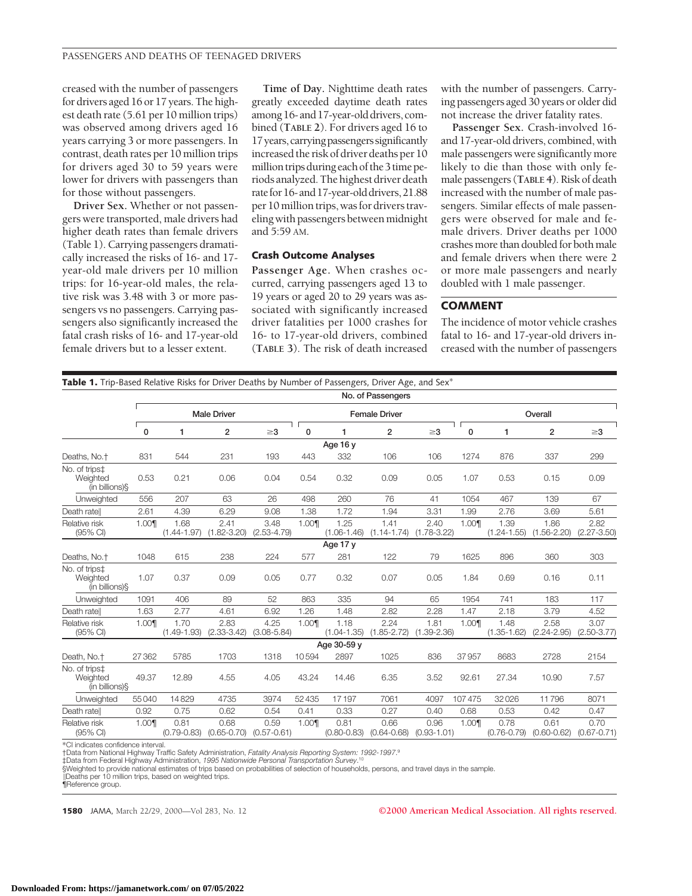creased with the number of passengers for drivers aged 16 or 17 years. The highest death rate (5.61 per 10 million trips) was observed among drivers aged 16 years carrying 3 or more passengers. In contrast, death rates per 10 million trips for drivers aged 30 to 59 years were lower for drivers with passengers than for those without passengers.

**Driver Sex.** Whether or not passengers were transported, male drivers had higher death rates than female drivers (Table 1). Carrying passengers dramatically increased the risks of 16- and 17-year-old male drivers per 10 million trips: for 16-year-old males, the relative risk was 3.48 with 3 or more passengers vs no passengers. Carrying passengers also significantly increased the fatal crash risks of 16- and 17-year-old female drivers but to a lesser extent.

**Time of Day.** Nighttime death rates greatly exceeded daytime death rates among 16- and 17-year-old drivers, combined (**TABLE 2**). For drivers aged 16 to 17 years, carrying passengers significantly increased the risk of driver deaths per 10 million trips during each of the 3 time periods analyzed. The highest driver death rate for 16- and 17-year-old drivers, 21.88 per 10 million trips, was for drivers traveling with passengers between midnight and 5:59 AM.

### Crash Outcome Analyses

**Passenger Age.** When crashes occurred, carrying passengers aged 13 to 19 years or aged 20 to 29 years was associated with significantly increased driver fatalities per 1000 crashes for 16- to 17-year-old drivers, combined (**TABLE 3**). The risk of death increased with the number of passengers. Carrying passengers aged 30 years or older did not increase the driver fatality rates.

**Passenger Sex.** Crash-involved 16- and 17-year-old drivers, combined, with male passengers were significantly more likely to die than those with only female passengers (**TABLE 4**). Risk of death increased with the number of male passengers. Similar effects of male passengers were observed for male and female drivers. Driver deaths per 1000 crashes more than doubled for both male and female drivers when there were 2 or more male passengers and nearly doubled with 1 male passenger.

## COMMENT

The incidence of motor vehicle crashes fatal to 16- and 17-year-old drivers increased with the number of passengers

**Table 1.** Trip-Based Relative Risks for Driver Deaths by Number of Passengers, Driver Age, and Sex*

| | No. of Passengers | | | | | | | | | | | |
|---|---|---|---|---|---|---|---|---|---|---|---|---|
| | Male Driver | | | | Female Driver | | | | Overall | | | |
| | 0 | 1 | 2 | ≥3 | 0 | 1 | 2 | ≥3 | 0 | 1 | 2 | ≥3 |
| **Age 16 y** | | | | | | | | | | | | |
| Deaths, No.† | 831 | 544 | 231 | 193 | 443 | 332 | 106 | 106 | 1274 | 876 | 337 | 299 |
| No. of trips‡ Weighted (in billions)§ | 0.53 | 0.21 | 0.06 | 0.04 | 0.54 | 0.32 | 0.09 | 0.05 | 1.07 | 0.53 | 0.15 | 0.09 |
| Unweighted | 556 | 207 | 63 | 26 | 498 | 260 | 76 | 41 | 1054 | 467 | 139 | 67 |
| Death rate‖ | 2.61 | 4.39 | 6.29 | 9.08 | 1.38 | 1.72 | 1.94 | 3.31 | 1.99 | 2.76 | 3.69 | 5.61 |
| Relative risk (95% CI) | 1.00¶ | 1.68 (1.44-1.97) | 2.41 (1.82-3.20) | 3.48 (2.53-4.79) | 1.00¶ | 1.25 (1.06-1.46) | 1.41 (1.14-1.74) | 2.40 (1.78-3.22) | 1.00¶ | 1.39 (1.24-1.55) | 1.86 (1.56-2.20) | 2.82 (2.27-3.50) |
| **Age 17 y** | | | | | | | | | | | | |
| Deaths, No.† | 1048 | 615 | 238 | 224 | 577 | 281 | 122 | 79 | 1625 | 896 | 360 | 303 |
| No. of trips‡ Weighted (in billions)§ | 1.07 | 0.37 | 0.09 | 0.05 | 0.77 | 0.32 | 0.07 | 0.05 | 1.84 | 0.69 | 0.16 | 0.11 |
| Unweighted | 1091 | 406 | 89 | 52 | 863 | 335 | 94 | 65 | 1954 | 741 | 183 | 117 |
| Death rate‖ | 1.63 | 2.77 | 4.61 | 6.92 | 1.26 | 1.48 | 2.82 | 2.28 | 1.47 | 2.18 | 3.79 | 4.52 |
| Relative risk (95% CI) | 1.00¶ | 1.70 (1.49-1.93) | 2.83 (2.33-3.42) | 4.25 (3.08-5.84) | 1.00¶ | 1.18 (1.04-1.35) | 2.24 (1.85-2.72) | 1.81 (1.39-2.36) | 1.00¶ | 1.48 (1.35-1.62) | 2.58 (2.24-2.95) | 3.07 (2.50-3.77) |
| **Age 30-59 y** | | | | | | | | | | | | |
| Death, No.† | 27362 | 5785 | 1703 | 1318 | 10594 | 2897 | 1025 | 836 | 37957 | 8683 | 2728 | 2154 |
| No. of trips‡ Weighted (in billions)§ | 49.37 | 12.89 | 4.55 | 4.05 | 43.24 | 14.46 | 6.35 | 3.52 | 92.61 | 27.34 | 10.90 | 7.57 |
| Unweighted | 55040 | 14829 | 4735 | 3974 | 52435 | 17197 | 7061 | 4097 | 107475 | 32026 | 11796 | 8071 |
| Death rate‖ | 0.92 | 0.75 | 0.62 | 0.54 | 0.41 | 0.33 | 0.27 | 0.40 | 0.68 | 0.53 | 0.42 | 0.47 |
| Relative risk (95% CI) | 1.00¶ | 0.81 (0.79-0.83) | 0.68 (0.65-0.70) | 0.59 (0.57-0.61) | 1.00¶ | 0.81 (0.80-0.83) | 0.66 (0.64-0.68) | 0.96 (0.93-1.01) | 1.00¶ | 0.78 (0.76-0.79) | 0.61 (0.60-0.62) | 0.70 (0.67-0.71) |

*CI indicates confidence interval.
†Data from National Highway Traffic Safety Administration, *Fatality Analysis Reporting System: 1992-1997*.[9]
‡Data from Federal Highway Administration, *1995 Nationwide Personal Transportation Survey*.[10]
§Weighted to provide national estimates of trips based on probabilities of selection of households, persons, and travel days in the sample.
‖Deaths per 10 million trips, based on weighted trips.
¶Reference group.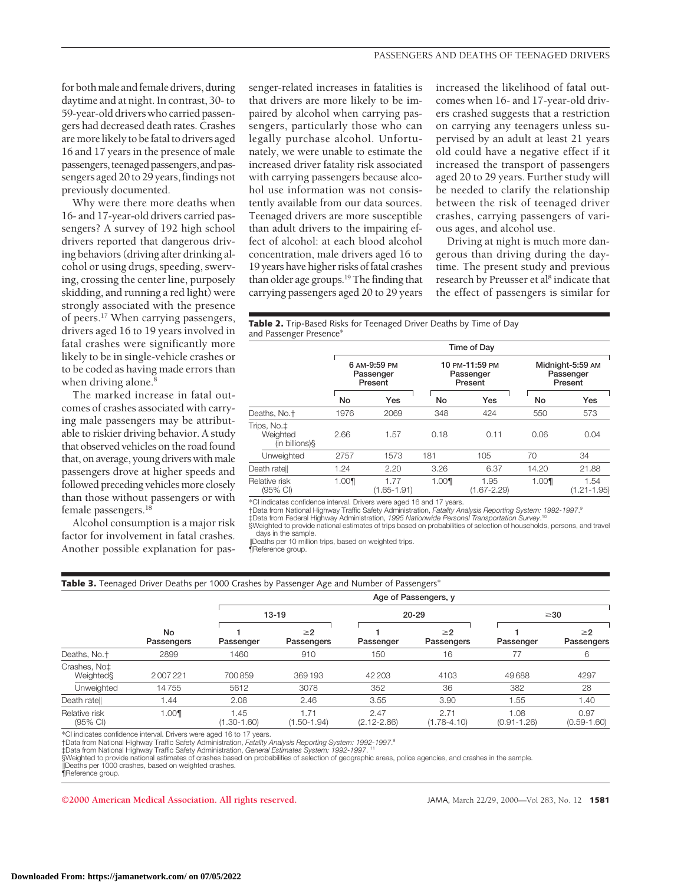for both male and female drivers, during daytime and at night. In contrast, 30- to 59-year-old drivers who carried passengers had decreased death rates. Crashes are more likely to be fatal to drivers aged 16 and 17 years in the presence of male passengers, teenaged passengers, and passengers aged 20 to 29 years, findings not previously documented.

Why were there more deaths when 16- and 17-year-old drivers carried passengers? A survey of 192 high school drivers reported that dangerous driving behaviors (driving after drinking alcohol or using drugs, speeding, swerving, crossing the center line, purposely skidding, and running a red light) were strongly associated with the presence of peers.[17] When carrying passengers, drivers aged 16 to 19 years involved in fatal crashes were significantly more likely to be in single-vehicle crashes or to be coded as having made errors than when driving alone.[8]

The marked increase in fatal outcomes of crashes associated with carrying male passengers may be attributable to riskier driving behavior. A study that observed vehicles on the road found that, on average, young drivers with male passengers drove at higher speeds and followed preceding vehicles more closely than those without passengers or with female passengers.[18]

Alcohol consumption is a major risk factor for involvement in fatal crashes. Another possible explanation for passenger-related increases in fatalities is that drivers are more likely to be impaired by alcohol when carrying passengers, particularly those who can legally purchase alcohol. Unfortunately, we were unable to estimate the increased driver fatality risk associated with carrying passengers because alcohol use information was not consistently available from our data sources. Teenaged drivers are more susceptible than adult drivers to the impairing effect of alcohol: at each blood alcohol concentration, male drivers aged 16 to 19 years have higher risks of fatal crashes than older age groups.[19] The finding that carrying passengers aged 20 to 29 years increased the likelihood of fatal outcomes when 16- and 17-year-old drivers crashed suggests that a restriction on carrying any teenagers unless supervised by an adult at least 21 years old could have a negative effect if it increased the transport of passengers aged 20 to 29 years. Further study will be needed to clarify the relationship between the risk of teenaged driver crashes, carrying passengers of various ages, and alcohol use.

Driving at night is much more dangerous than driving during the daytime. The present study and previous research by Preusser et al[8] indicate that the effect of passengers is similar for

**Table 2.** Trip-Based Risks for Teenaged Driver Deaths by Time of Day and Passenger Presence*

| | Time of Day | | | | | |
|---|---|---|---|---|---|---|
| | 6 AM-9:59 PM Passenger Present | | 10 PM-11:59 PM Passenger Present | | Midnight-5:59 AM Passenger Present | |
| | No | Yes | No | Yes | No | Yes |
| Deaths, No.† | 1976 | 2069 | 348 | 424 | 550 | 573 |
| Trips, No.‡ Weighted (in billions)§ | 2.66 | 1.57 | 0.18 | 0.11 | 0.06 | 0.04 |
| Unweighted | 2757 | 1573 | 181 | 105 | 70 | 34 |
| Death rate‖ | 1.24 | 2.20 | 3.26 | 6.37 | 14.20 | 21.88 |
| Relative risk (95% CI) | 1.00¶ | 1.77 (1.65-1.91) | 1.00¶ | 1.95 (1.67-2.29) | 1.00¶ | 1.54 (1.21-1.95) |

*CI indicates confidence interval. Drivers were aged 16 and 17 years.
†Data from National Highway Traffic Safety Administration, *Fatality Analysis Reporting System: 1992-1997*.[9]
‡Data from Federal Highway Administration, *1995 Nationwide Personal Transportation Survey*.[10]
§Weighted to provide national estimates of trips based on probabilities of selection of households, persons, and travel days in the sample.
‖Deaths per 10 million trips, based on weighted trips.
¶Reference group.

**Table 3.** Teenaged Driver Deaths per 1000 Crashes by Passenger Age and Number of Passengers*

| | | Age of Passengers, y | | | | | |
|---|---|---|---|---|---|---|---|
| | | 13-19 | | 20-29 | | ≥30 | |
| | No Passengers | 1 Passenger | ≥2 Passengers | 1 Passenger | ≥2 Passengers | 1 Passenger | ≥2 Passengers |
| Deaths, No.† | 2899 | 1460 | 910 | 150 | 16 | 77 | 6 |
| Crashes, No‡ Weighted§ | 2 007 221 | 700 859 | 369 193 | 42 203 | 4103 | 49 688 | 4297 |
| Unweighted | 14 755 | 5612 | 3078 | 352 | 36 | 382 | 28 |
| Death rate‖ | 1.44 | 2.08 | 2.46 | 3.55 | 3.90 | 1.55 | 1.40 |
| Relative risk (95% CI) | 1.00¶ | 1.45 (1.30-1.60) | 1.71 (1.50-1.94) | 2.47 (2.12-2.86) | 2.71 (1.78-4.10) | 1.08 (0.91-1.26) | 0.97 (0.59-1.60) |

*CI indicates confidence interval. Drivers were aged 16 to 17 years.
†Data from National Highway Traffic Safety Administration, *Fatality Analysis Reporting System: 1992-1997*.[9]
‡Data from National Highway Traffic Safety Administration, *General Estimates System: 1992-1997*.[11]
§Weighted to provide national estimates of crashes based on probabilities of selection of geographic areas, police agencies, and crashes in the sample.
‖Deaths per 1000 crashes, based on weighted crashes.
¶Reference group.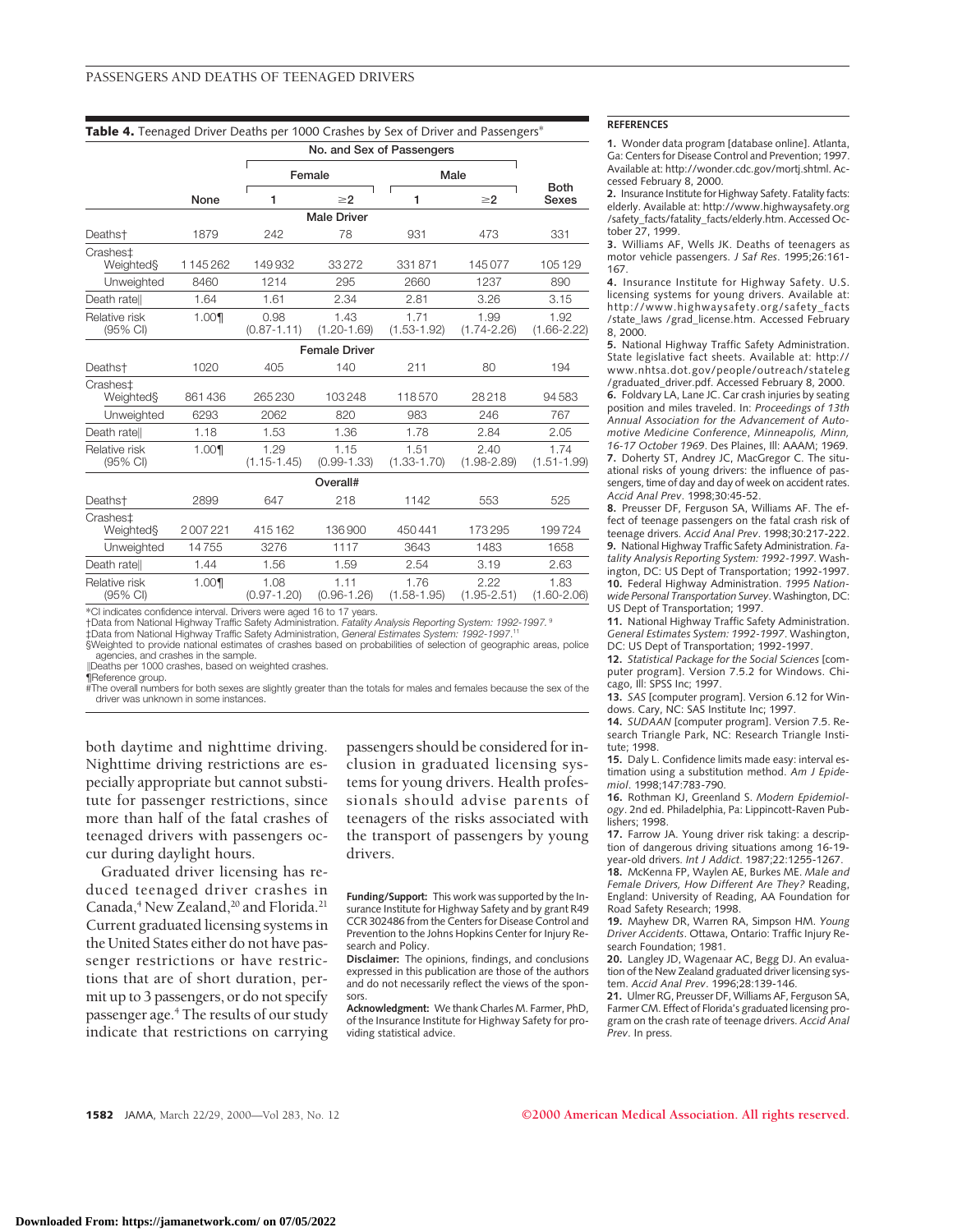**Table 4.** Teenaged Driver Deaths per 1000 Crashes by Sex of Driver and Passengers*

| | None | Female: 1 | Female: ≥2 | Male: 1 | Male: ≥2 | Both Sexes |
|---|---|---|---|---|---|---|
| **Male Driver** | | | | | | |
| Deaths† | 1879 | 242 | 78 | 931 | 473 | 331 |
| Crashes‡ Weighted§ | 1 145 262 | 149 932 | 33 272 | 331 871 | 145 077 | 105 129 |
| Unweighted | 8460 | 1214 | 295 | 2660 | 1237 | 890 |
| Death rate‖ | 1.64 | 1.61 | 2.34 | 2.81 | 3.26 | 3.15 |
| Relative risk (95% CI) | 1.00¶ | 0.98 (0.87-1.11) | 1.43 (1.20-1.69) | 1.71 (1.53-1.92) | 1.99 (1.74-2.26) | 1.92 (1.66-2.22) |
| **Female Driver** | | | | | | |
| Deaths† | 1020 | 405 | 140 | 211 | 80 | 194 |
| Crashes‡ Weighted§ | 861 436 | 265 230 | 103 248 | 118 570 | 28 218 | 94 583 |
| Unweighted | 6293 | 2062 | 820 | 983 | 246 | 767 |
| Death rate‖ | 1.18 | 1.53 | 1.36 | 1.78 | 2.84 | 2.05 |
| Relative risk (95% CI) | 1.00¶ | 1.29 (1.15-1.45) | 1.15 (0.99-1.33) | 1.51 (1.33-1.70) | 2.40 (1.98-2.89) | 1.74 (1.51-1.99) |
| **Overall#** | | | | | | |
| Deaths† | 2899 | 647 | 218 | 1142 | 553 | 525 |
| Crashes‡ Weighted§ | 2 007 221 | 415 162 | 136 900 | 450 441 | 173 295 | 199 724 |
| Unweighted | 14 755 | 3276 | 1117 | 3643 | 1483 | 1658 |
| Death rate‖ | 1.44 | 1.56 | 1.59 | 2.54 | 3.19 | 2.63 |
| Relative risk (95% CI) | 1.00¶ | 1.08 (0.97-1.20) | 1.11 (0.96-1.26) | 1.76 (1.58-1.95) | 2.22 (1.95-2.51) | 1.83 (1.60-2.06) |

*CI indicates confidence interval. Drivers were aged 16 to 17 years.
†Data from National Highway Traffic Safety Administration. *Fatality Analysis Reporting System: 1992-1997*.[9]
‡Data from National Highway Traffic Safety Administration, *General Estimates System: 1992-1997*.[11]
§Weighted to provide national estimates of crashes based on probabilities of selection of geographic areas, police agencies, and crashes in the sample.
‖Deaths per 1000 crashes, based on weighted crashes.
¶Reference group.
#The overall numbers for both sexes are slightly greater than the totals for males and females because the sex of the driver was unknown in some instances.

both daytime and nighttime driving. Nighttime driving restrictions are especially appropriate but cannot substitute for passenger restrictions, since more than half of the fatal crashes of teenaged drivers with passengers occur during daylight hours.

Graduated driver licensing has reduced teenaged driver crashes in Canada,[4] New Zealand,[20] and Florida.[21] Current graduated licensing systems in the United States either do not have passenger restrictions or have restrictions that are of short duration, permit up to 3 passengers, or do not specify passenger age.[4] The results of our study indicate that restrictions on carrying passengers should be considered for inclusion in graduated licensing systems for young drivers. Health professionals should advise parents of teenagers of the risks associated with the transport of passengers by young drivers.

**Funding/Support:** This work was supported by the Insurance Institute for Highway Safety and by grant R49 CCR 302486 from the Centers for Disease Control and Prevention to the Johns Hopkins Center for Injury Research and Policy.

**Disclaimer:** The opinions, findings, and conclusions expressed in this publication are those of the authors and do not necessarily reflect the views of the sponsors.

**Acknowledgment:** We thank Charles M. Farmer, PhD, of the Insurance Institute for Highway Safety for providing statistical advice.

## REFERENCES

1. Wonder data program [database online]. Atlanta, Ga: Centers for Disease Control and Prevention; 1997. Available at: http://wonder.cdc.gov/mortj.shtml. Accessed February 8, 2000.
2. Insurance Institute for Highway Safety. Fatality facts: elderly. Available at: http://www.highwaysafety.org/safety_facts/fatality_facts/elderly.htm. Accessed October 27, 1999.
3. Williams AF, Wells JK. Deaths of teenagers as motor vehicle passengers. *J Saf Res*. 1995;26:161-167.
4. Insurance Institute for Highway Safety. U.S. licensing systems for young drivers. Available at: http://www.highwaysafety.org/safety_facts/state_laws/grad_license.htm. Accessed February 8, 2000.
5. National Highway Traffic Safety Administration. State legislative fact sheets. Available at: http://www.nhtsa.dot.gov/people/outreach/stateleg/graduated_driver.pdf. Accessed February 8, 2000.
6. Foldvary LA, Lane JC. Car crash injuries by seating position and miles traveled. In: *Proceedings of 13th Annual Association for the Advancement of Automotive Medicine Conference, Minneapolis, Minn, 16-17 October 1969*. Des Plaines, Ill: AAAM; 1969.
7. Doherty ST, Andrey JC, MacGregor C. The situational risks of young drivers: the influence of passengers, time of day and day of week on accident rates. *Accid Anal Prev*. 1998;30:45-52.
8. Preusser DF, Ferguson SA, Williams AF. The effect of teenage passengers on the fatal crash risk of teenage drivers. *Accid Anal Prev*. 1998;30:217-222.
9. National Highway Traffic Safety Administration. *Fatality Analysis Reporting System: 1992-1997*. Washington, DC: US Dept of Transportation; 1992-1997.
10. Federal Highway Administration. *1995 Nationwide Personal Transportation Survey*. Washington, DC: US Dept of Transportation; 1997.
11. National Highway Traffic Safety Administration. *General Estimates System: 1992-1997*. Washington, DC: US Dept of Transportation; 1992-1997.
12. *Statistical Package for the Social Sciences* [computer program]. Version 7.5.2 for Windows. Chicago, Ill: SPSS Inc; 1997.
13. *SAS* [computer program]. Version 6.12 for Windows. Cary, NC: SAS Institute Inc; 1997.
14. *SUDAAN* [computer program]. Version 7.5. Research Triangle Park, NC: Research Triangle Institute; 1998.
15. Daly L. Confidence limits made easy: interval estimation using a substitution method. *Am J Epidemiol*. 1998;147:783-790.
16. Rothman KJ, Greenland S. *Modern Epidemiology*. 2nd ed. Philadelphia, Pa: Lippincott-Raven Publishers; 1998.
17. Farrow JA. Young driver risk taking: a description of dangerous driving situations among 16-19-year-old drivers. *Int J Addict*. 1987;22:1255-1267.
18. McKenna FP, Waylen AE, Burkes ME. *Male and Female Drivers, How Different Are They?* Reading, England: University of Reading, AA Foundation for Road Safety Research; 1998.
19. Mayhew DR, Warren RA, Simpson HM. *Young Driver Accidents*. Ottawa, Ontario: Traffic Injury Research Foundation; 1981.
20. Langley JD, Wagenaar AC, Begg DJ. An evaluation of the New Zealand graduated driver licensing system. *Accid Anal Prev*. 1996;28:139-146.
21. Ulmer RG, Preusser DF, Williams AF, Ferguson SA, Farmer CM. Effect of Florida's graduated licensing program on the crash rate of teenage drivers. *Accid Anal Prev*. In press.